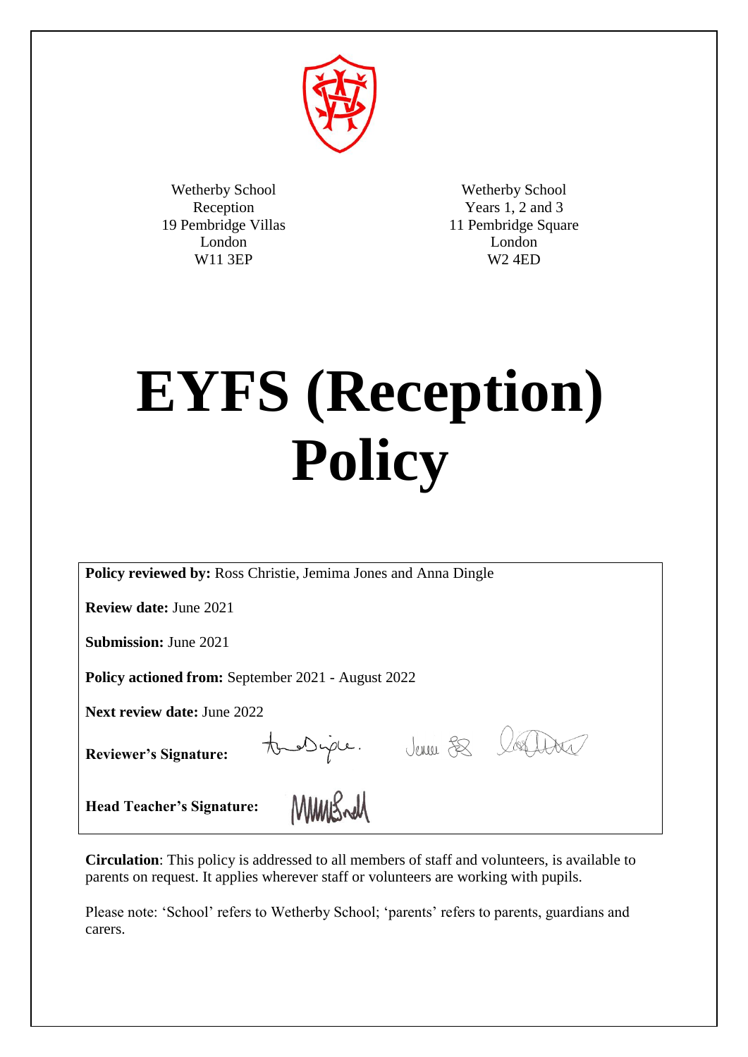Wetherby School
Reception
19 Pembridge Villas
London
W11 3EP

Wetherby School
Years 1, 2 and 3
11 Pembridge Square
London
W2 4ED

# EYFS (Reception) Policy

**Policy reviewed by:** Ross Christie, Jemima Jones and Anna Dingle

**Review date:** June 2021

**Submission:** June 2021

**Policy actioned from:** September 2021 - August 2022

**Next review date:** June 2022

**Reviewer's Signature:**

**Head Teacher's Signature:**

**Circulation**: This policy is addressed to all members of staff and volunteers, is available to parents on request. It applies wherever staff or volunteers are working with pupils.

Please note: 'School' refers to Wetherby School; 'parents' refers to parents, guardians and carers.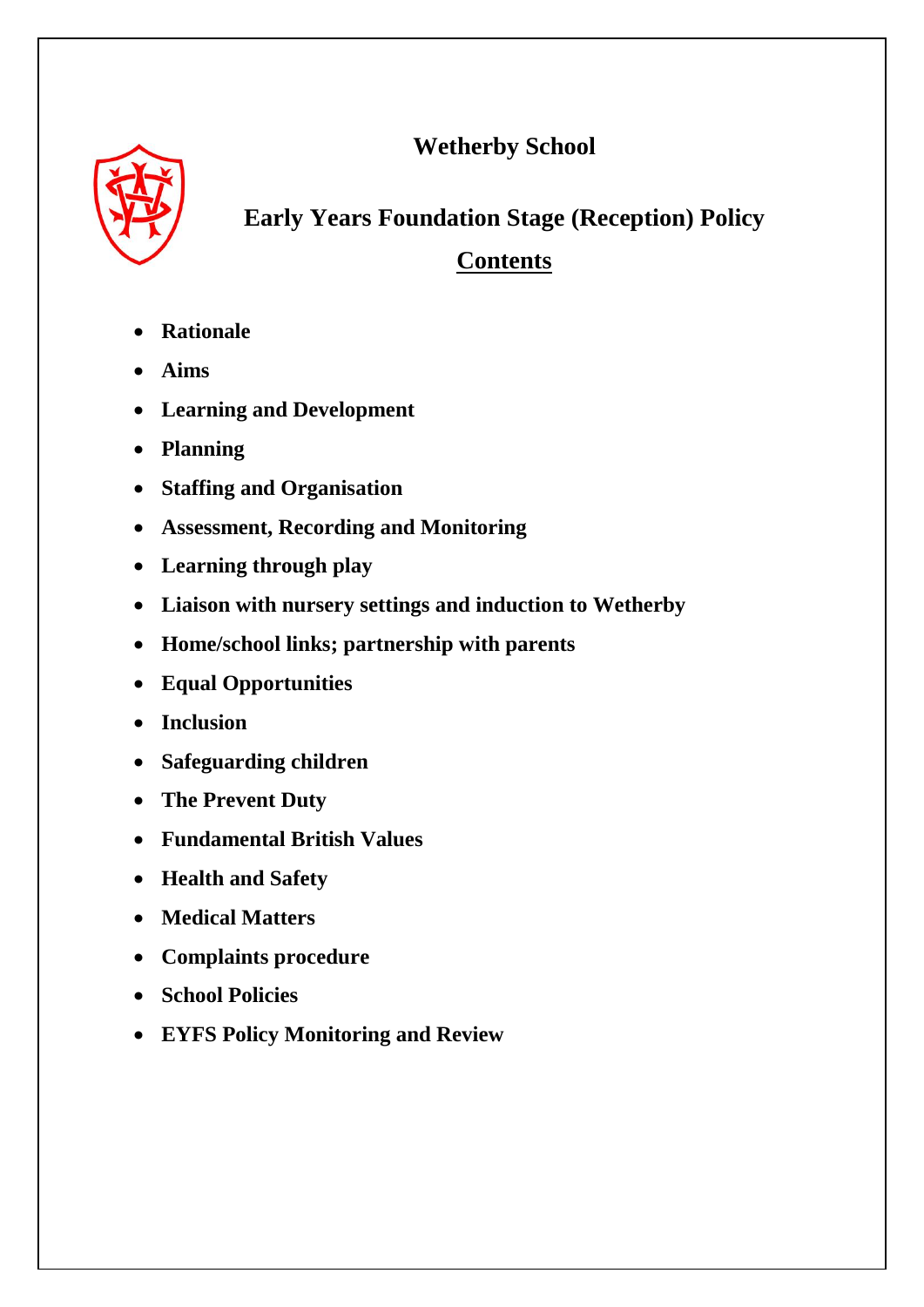# Wetherby School

## Early Years Foundation Stage (Reception) Policy

## Contents

- **Rationale**
- **Aims**
- **Learning and Development**
- **Planning**
- **Staffing and Organisation**
- **Assessment, Recording and Monitoring**
- **Learning through play**
- **Liaison with nursery settings and induction to Wetherby**
- **Home/school links; partnership with parents**
- **Equal Opportunities**
- **Inclusion**
- **Safeguarding children**
- **The Prevent Duty**
- **Fundamental British Values**
- **Health and Safety**
- **Medical Matters**
- **Complaints procedure**
- **School Policies**
- **EYFS Policy Monitoring and Review**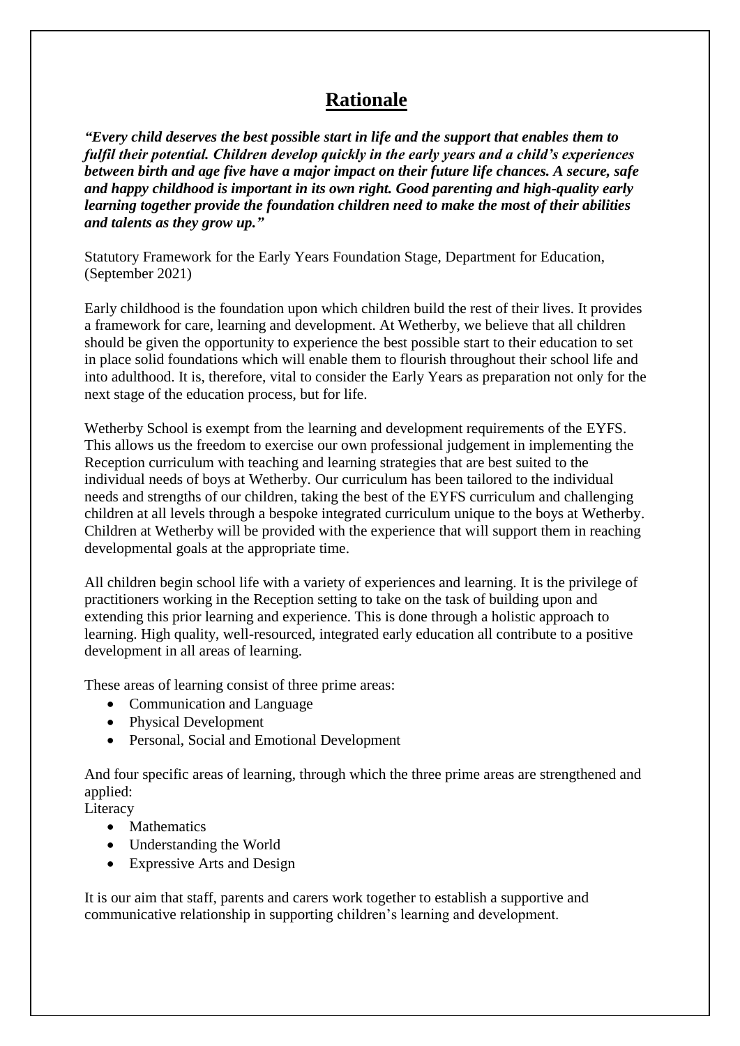# Rationale

***"Every child deserves the best possible start in life and the support that enables them to fulfil their potential. Children develop quickly in the early years and a child's experiences between birth and age five have a major impact on their future life chances. A secure, safe and happy childhood is important in its own right. Good parenting and high-quality early learning together provide the foundation children need to make the most of their abilities and talents as they grow up."***

Statutory Framework for the Early Years Foundation Stage, Department for Education, (September 2021)

Early childhood is the foundation upon which children build the rest of their lives. It provides a framework for care, learning and development. At Wetherby, we believe that all children should be given the opportunity to experience the best possible start to their education to set in place solid foundations which will enable them to flourish throughout their school life and into adulthood. It is, therefore, vital to consider the Early Years as preparation not only for the next stage of the education process, but for life.

Wetherby School is exempt from the learning and development requirements of the EYFS. This allows us the freedom to exercise our own professional judgement in implementing the Reception curriculum with teaching and learning strategies that are best suited to the individual needs of boys at Wetherby. Our curriculum has been tailored to the individual needs and strengths of our children, taking the best of the EYFS curriculum and challenging children at all levels through a bespoke integrated curriculum unique to the boys at Wetherby. Children at Wetherby will be provided with the experience that will support them in reaching developmental goals at the appropriate time.

All children begin school life with a variety of experiences and learning. It is the privilege of practitioners working in the Reception setting to take on the task of building upon and extending this prior learning and experience. This is done through a holistic approach to learning. High quality, well-resourced, integrated early education all contribute to a positive development in all areas of learning.

These areas of learning consist of three prime areas:

- Communication and Language
- Physical Development
- Personal, Social and Emotional Development

And four specific areas of learning, through which the three prime areas are strengthened and applied:

Literacy

- Mathematics
- Understanding the World
- Expressive Arts and Design

It is our aim that staff, parents and carers work together to establish a supportive and communicative relationship in supporting children's learning and development.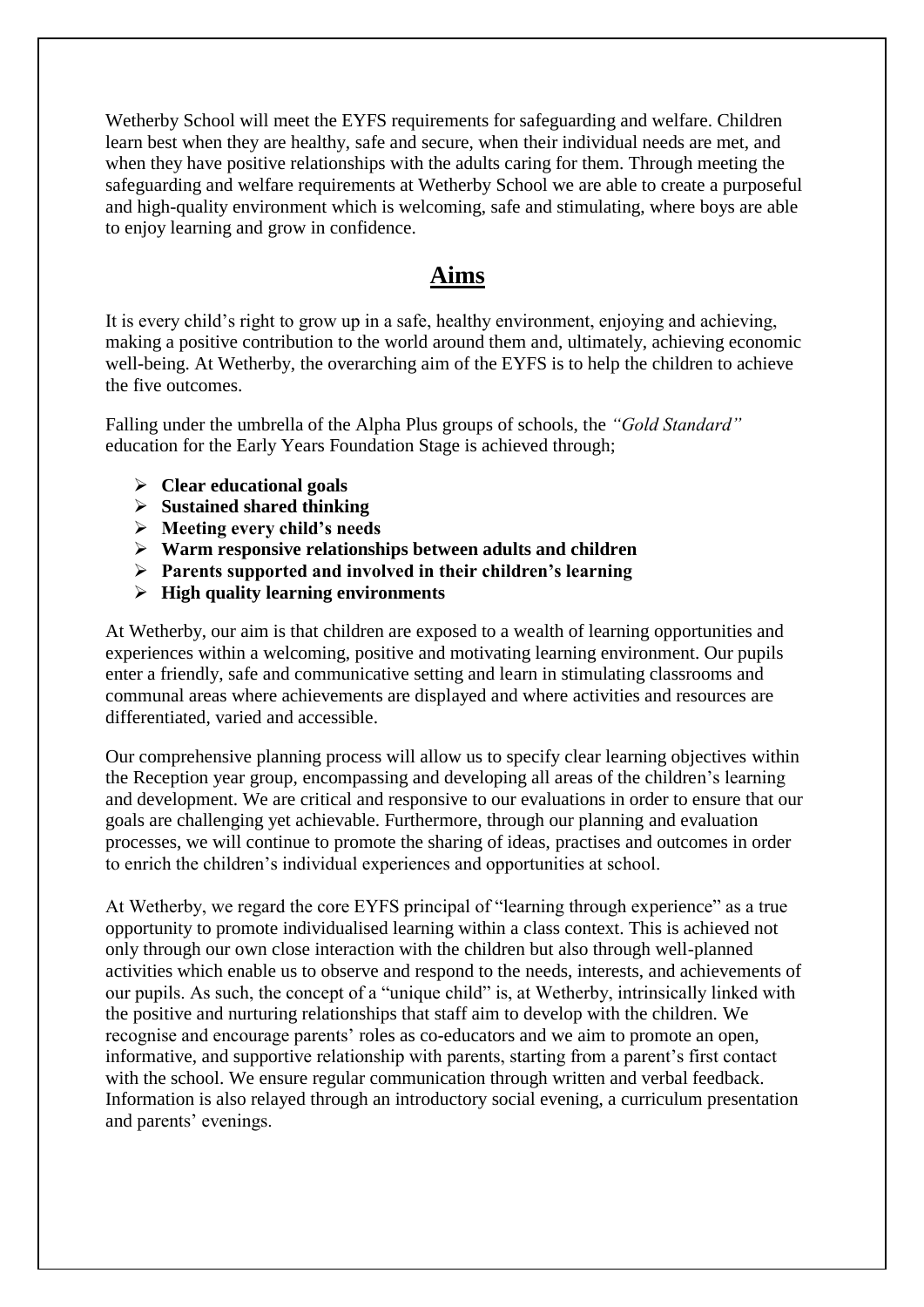Wetherby School will meet the EYFS requirements for safeguarding and welfare. Children learn best when they are healthy, safe and secure, when their individual needs are met, and when they have positive relationships with the adults caring for them. Through meeting the safeguarding and welfare requirements at Wetherby School we are able to create a purposeful and high-quality environment which is welcoming, safe and stimulating, where boys are able to enjoy learning and grow in confidence.

## Aims

It is every child's right to grow up in a safe, healthy environment, enjoying and achieving, making a positive contribution to the world around them and, ultimately, achieving economic well-being. At Wetherby, the overarching aim of the EYFS is to help the children to achieve the five outcomes.

Falling under the umbrella of the Alpha Plus groups of schools, the *"Gold Standard"* education for the Early Years Foundation Stage is achieved through;

- **Clear educational goals**
- **Sustained shared thinking**
- **Meeting every child's needs**
- **Warm responsive relationships between adults and children**
- **Parents supported and involved in their children's learning**
- **High quality learning environments**

At Wetherby, our aim is that children are exposed to a wealth of learning opportunities and experiences within a welcoming, positive and motivating learning environment. Our pupils enter a friendly, safe and communicative setting and learn in stimulating classrooms and communal areas where achievements are displayed and where activities and resources are differentiated, varied and accessible.

Our comprehensive planning process will allow us to specify clear learning objectives within the Reception year group, encompassing and developing all areas of the children's learning and development. We are critical and responsive to our evaluations in order to ensure that our goals are challenging yet achievable. Furthermore, through our planning and evaluation processes, we will continue to promote the sharing of ideas, practises and outcomes in order to enrich the children's individual experiences and opportunities at school.

At Wetherby, we regard the core EYFS principal of "learning through experience" as a true opportunity to promote individualised learning within a class context. This is achieved not only through our own close interaction with the children but also through well-planned activities which enable us to observe and respond to the needs, interests, and achievements of our pupils. As such, the concept of a "unique child" is, at Wetherby, intrinsically linked with the positive and nurturing relationships that staff aim to develop with the children. We recognise and encourage parents' roles as co-educators and we aim to promote an open, informative, and supportive relationship with parents, starting from a parent's first contact with the school. We ensure regular communication through written and verbal feedback. Information is also relayed through an introductory social evening, a curriculum presentation and parents' evenings.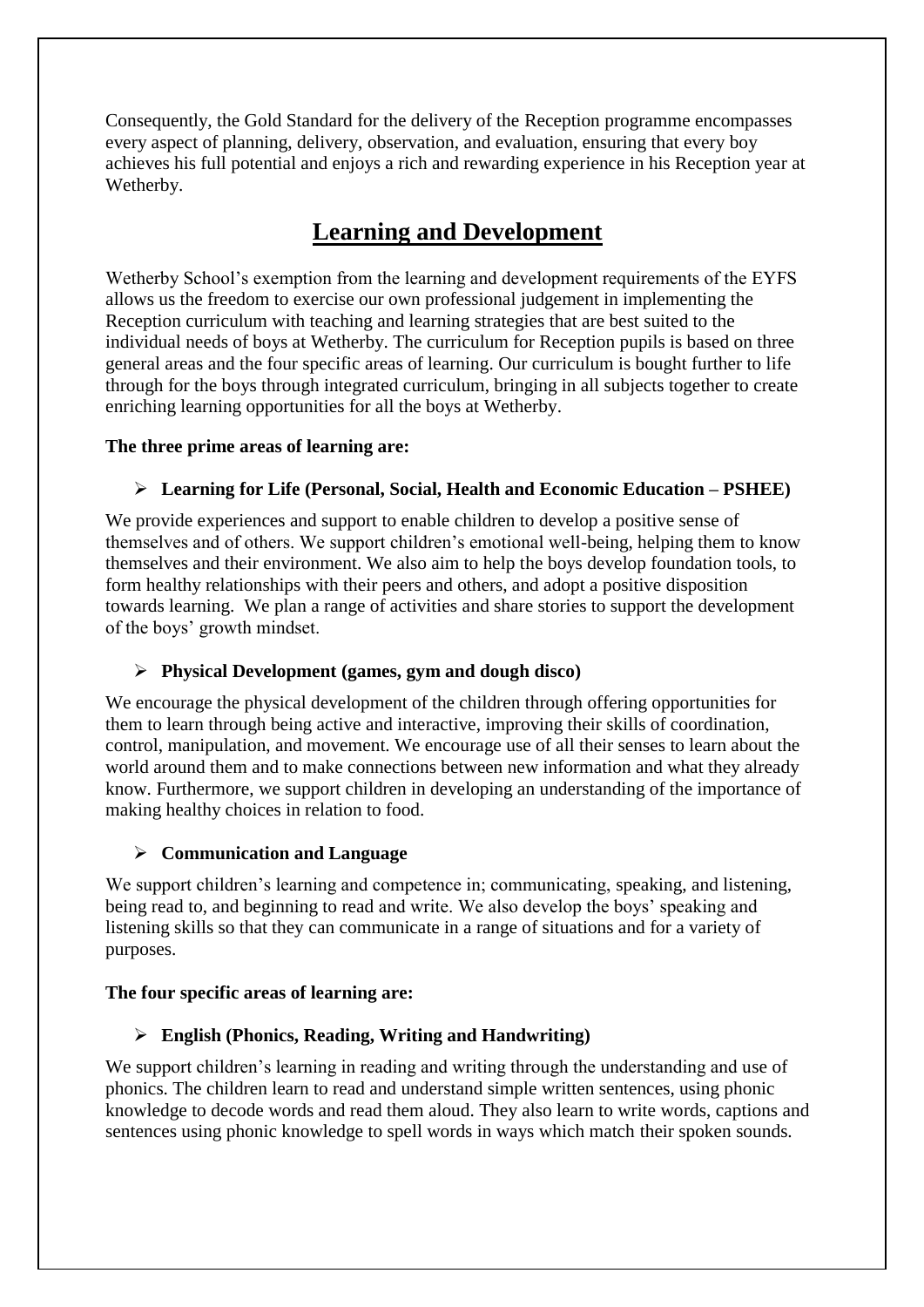Consequently, the Gold Standard for the delivery of the Reception programme encompasses every aspect of planning, delivery, observation, and evaluation, ensuring that every boy achieves his full potential and enjoys a rich and rewarding experience in his Reception year at Wetherby.

## Learning and Development

Wetherby School's exemption from the learning and development requirements of the EYFS allows us the freedom to exercise our own professional judgement in implementing the Reception curriculum with teaching and learning strategies that are best suited to the individual needs of boys at Wetherby. The curriculum for Reception pupils is based on three general areas and the four specific areas of learning. Our curriculum is bought further to life through for the boys through integrated curriculum, bringing in all subjects together to create enriching learning opportunities for all the boys at Wetherby.

**The three prime areas of learning are:**

- **Learning for Life (Personal, Social, Health and Economic Education – PSHEE)**

We provide experiences and support to enable children to develop a positive sense of themselves and of others. We support children's emotional well-being, helping them to know themselves and their environment. We also aim to help the boys develop foundation tools, to form healthy relationships with their peers and others, and adopt a positive disposition towards learning. We plan a range of activities and share stories to support the development of the boys' growth mindset.

- **Physical Development (games, gym and dough disco)**

We encourage the physical development of the children through offering opportunities for them to learn through being active and interactive, improving their skills of coordination, control, manipulation, and movement. We encourage use of all their senses to learn about the world around them and to make connections between new information and what they already know. Furthermore, we support children in developing an understanding of the importance of making healthy choices in relation to food.

- **Communication and Language**

We support children's learning and competence in; communicating, speaking, and listening, being read to, and beginning to read and write. We also develop the boys' speaking and listening skills so that they can communicate in a range of situations and for a variety of purposes.

**The four specific areas of learning are:**

- **English (Phonics, Reading, Writing and Handwriting)**

We support children's learning in reading and writing through the understanding and use of phonics. The children learn to read and understand simple written sentences, using phonic knowledge to decode words and read them aloud. They also learn to write words, captions and sentences using phonic knowledge to spell words in ways which match their spoken sounds.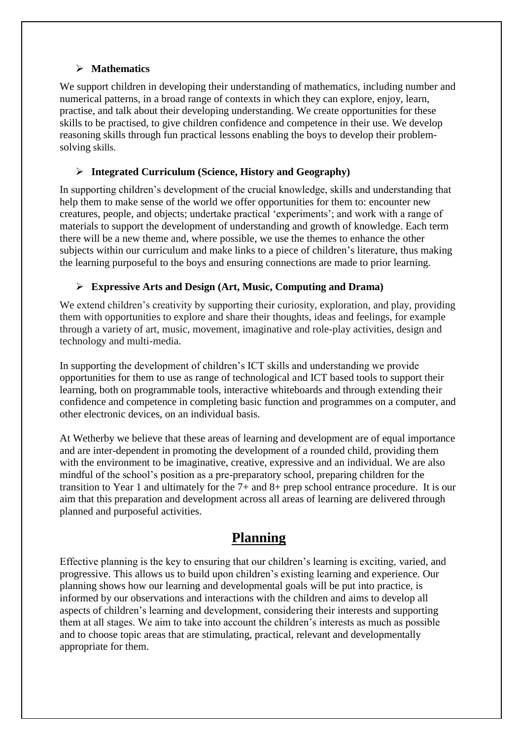- **Mathematics**

We support children in developing their understanding of mathematics, including number and numerical patterns, in a broad range of contexts in which they can explore, enjoy, learn, practise, and talk about their developing understanding. We create opportunities for these skills to be practised, to give children confidence and competence in their use. We develop reasoning skills through fun practical lessons enabling the boys to develop their problem-solving skills.

- **Integrated Curriculum (Science, History and Geography)**

In supporting children's development of the crucial knowledge, skills and understanding that help them to make sense of the world we offer opportunities for them to: encounter new creatures, people, and objects; undertake practical 'experiments'; and work with a range of materials to support the development of understanding and growth of knowledge. Each term there will be a new theme and, where possible, we use the themes to enhance the other subjects within our curriculum and make links to a piece of children's literature, thus making the learning purposeful to the boys and ensuring connections are made to prior learning.

- **Expressive Arts and Design (Art, Music, Computing and Drama)**

We extend children's creativity by supporting their curiosity, exploration, and play, providing them with opportunities to explore and share their thoughts, ideas and feelings, for example through a variety of art, music, movement, imaginative and role-play activities, design and technology and multi-media.

In supporting the development of children's ICT skills and understanding we provide opportunities for them to use as range of technological and ICT based tools to support their learning, both on programmable tools, interactive whiteboards and through extending their confidence and competence in completing basic function and programmes on a computer, and other electronic devices, on an individual basis.

At Wetherby we believe that these areas of learning and development are of equal importance and are inter-dependent in promoting the development of a rounded child, providing them with the environment to be imaginative, creative, expressive and an individual. We are also mindful of the school's position as a pre-preparatory school, preparing children for the transition to Year 1 and ultimately for the 7+ and 8+ prep school entrance procedure. It is our aim that this preparation and development across all areas of learning are delivered through planned and purposeful activities.

## Planning

Effective planning is the key to ensuring that our children's learning is exciting, varied, and progressive. This allows us to build upon children's existing learning and experience. Our planning shows how our learning and developmental goals will be put into practice, is informed by our observations and interactions with the children and aims to develop all aspects of children's learning and development, considering their interests and supporting them at all stages. We aim to take into account the children's interests as much as possible and to choose topic areas that are stimulating, practical, relevant and developmentally appropriate for them.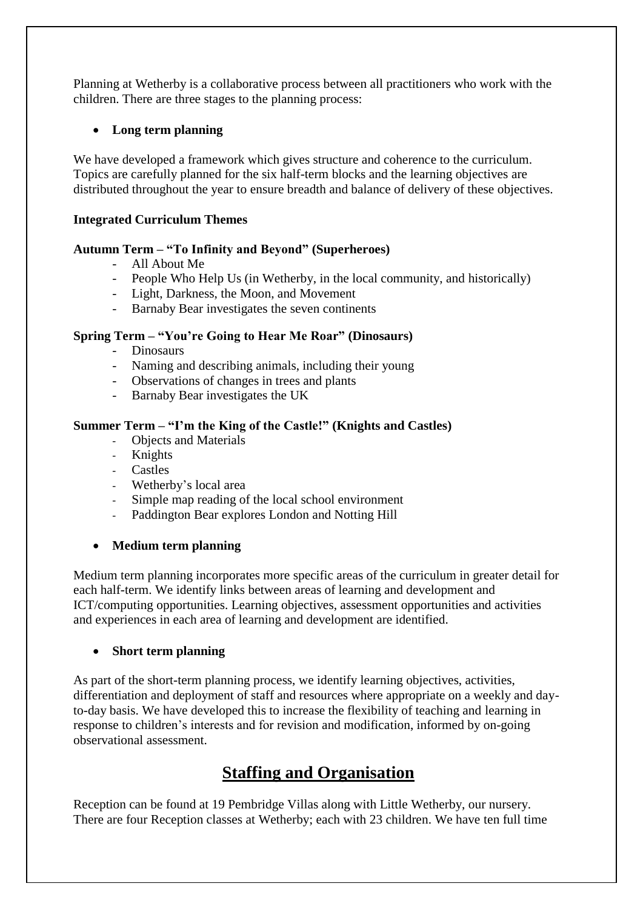Planning at Wetherby is a collaborative process between all practitioners who work with the children. There are three stages to the planning process:

- **Long term planning**

We have developed a framework which gives structure and coherence to the curriculum. Topics are carefully planned for the six half-term blocks and the learning objectives are distributed throughout the year to ensure breadth and balance of delivery of these objectives.

**Integrated Curriculum Themes**

**Autumn Term – "To Infinity and Beyond" (Superheroes)**

- All About Me
- People Who Help Us (in Wetherby, in the local community, and historically)
- Light, Darkness, the Moon, and Movement
- Barnaby Bear investigates the seven continents

**Spring Term – "You're Going to Hear Me Roar" (Dinosaurs)**

- Dinosaurs
- Naming and describing animals, including their young
- Observations of changes in trees and plants
- Barnaby Bear investigates the UK

**Summer Term – "I'm the King of the Castle!" (Knights and Castles)**

- Objects and Materials
- Knights
- Castles
- Wetherby's local area
- Simple map reading of the local school environment
- Paddington Bear explores London and Notting Hill

- **Medium term planning**

Medium term planning incorporates more specific areas of the curriculum in greater detail for each half-term. We identify links between areas of learning and development and ICT/computing opportunities. Learning objectives, assessment opportunities and activities and experiences in each area of learning and development are identified.

- **Short term planning**

As part of the short-term planning process, we identify learning objectives, activities, differentiation and deployment of staff and resources where appropriate on a weekly and day-to-day basis. We have developed this to increase the flexibility of teaching and learning in response to children's interests and for revision and modification, informed by on-going observational assessment.

## Staffing and Organisation

Reception can be found at 19 Pembridge Villas along with Little Wetherby, our nursery. There are four Reception classes at Wetherby; each with 23 children. We have ten full time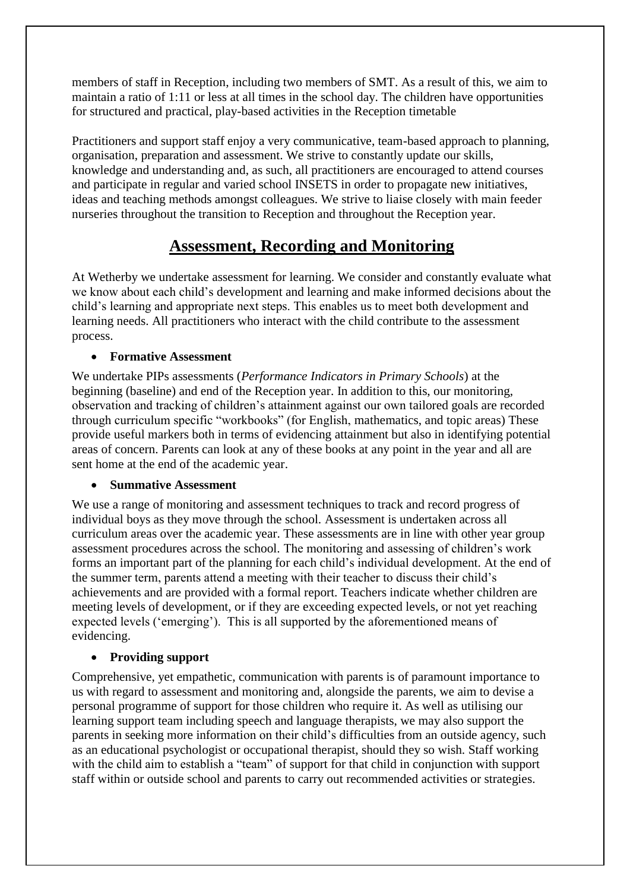members of staff in Reception, including two members of SMT. As a result of this, we aim to maintain a ratio of 1:11 or less at all times in the school day. The children have opportunities for structured and practical, play-based activities in the Reception timetable

Practitioners and support staff enjoy a very communicative, team-based approach to planning, organisation, preparation and assessment. We strive to constantly update our skills, knowledge and understanding and, as such, all practitioners are encouraged to attend courses and participate in regular and varied school INSETS in order to propagate new initiatives, ideas and teaching methods amongst colleagues. We strive to liaise closely with main feeder nurseries throughout the transition to Reception and throughout the Reception year.

## Assessment, Recording and Monitoring

At Wetherby we undertake assessment for learning. We consider and constantly evaluate what we know about each child's development and learning and make informed decisions about the child's learning and appropriate next steps. This enables us to meet both development and learning needs. All practitioners who interact with the child contribute to the assessment process.

- **Formative Assessment**

We undertake PIPs assessments (*Performance Indicators in Primary Schools*) at the beginning (baseline) and end of the Reception year. In addition to this, our monitoring, observation and tracking of children's attainment against our own tailored goals are recorded through curriculum specific "workbooks" (for English, mathematics, and topic areas) These provide useful markers both in terms of evidencing attainment but also in identifying potential areas of concern. Parents can look at any of these books at any point in the year and all are sent home at the end of the academic year.

- **Summative Assessment**

We use a range of monitoring and assessment techniques to track and record progress of individual boys as they move through the school. Assessment is undertaken across all curriculum areas over the academic year. These assessments are in line with other year group assessment procedures across the school. The monitoring and assessing of children's work forms an important part of the planning for each child's individual development. At the end of the summer term, parents attend a meeting with their teacher to discuss their child's achievements and are provided with a formal report. Teachers indicate whether children are meeting levels of development, or if they are exceeding expected levels, or not yet reaching expected levels ('emerging'). This is all supported by the aforementioned means of evidencing.

- **Providing support**

Comprehensive, yet empathetic, communication with parents is of paramount importance to us with regard to assessment and monitoring and, alongside the parents, we aim to devise a personal programme of support for those children who require it. As well as utilising our learning support team including speech and language therapists, we may also support the parents in seeking more information on their child's difficulties from an outside agency, such as an educational psychologist or occupational therapist, should they so wish. Staff working with the child aim to establish a "team" of support for that child in conjunction with support staff within or outside school and parents to carry out recommended activities or strategies.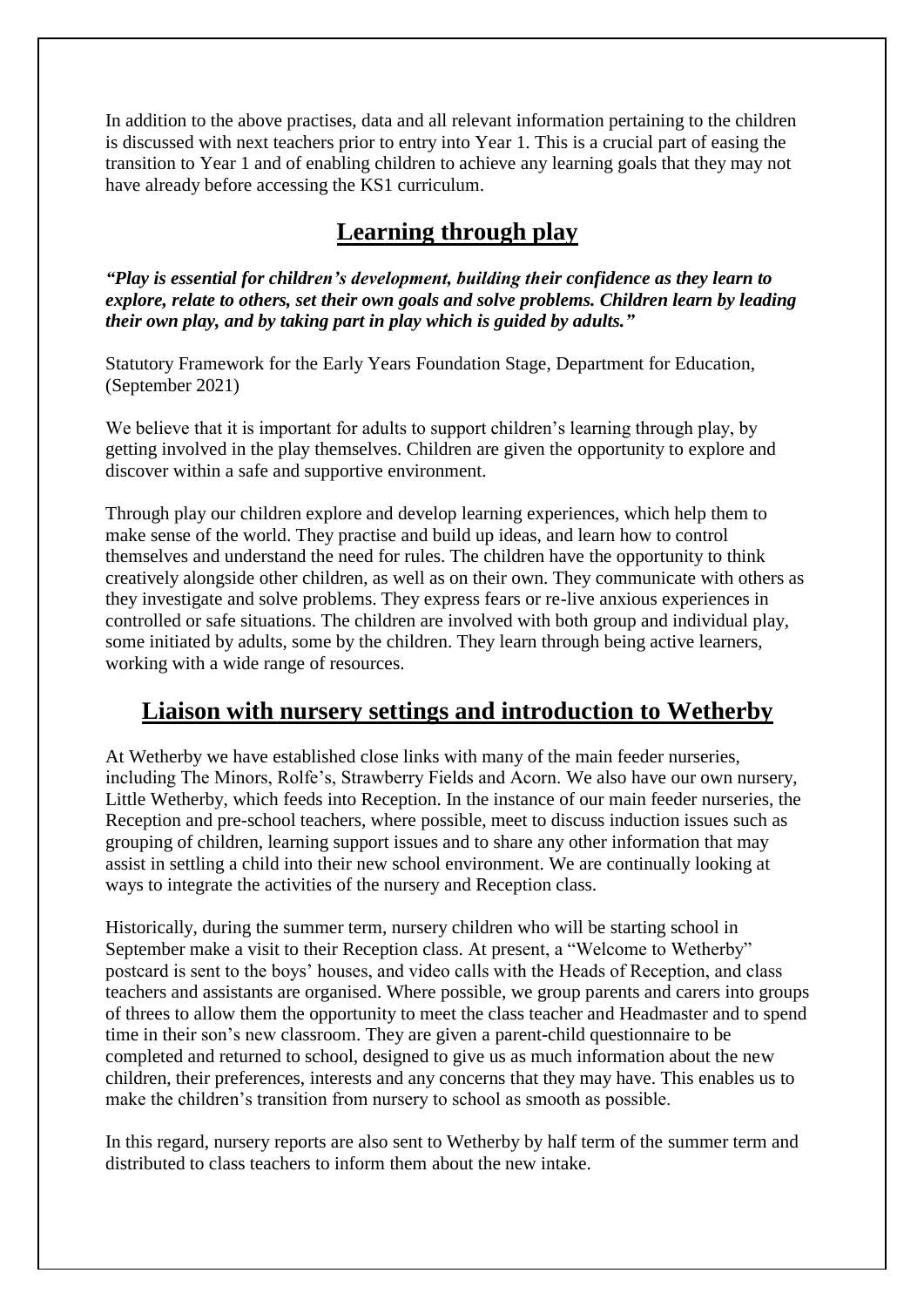In addition to the above practises, data and all relevant information pertaining to the children is discussed with next teachers prior to entry into Year 1. This is a crucial part of easing the transition to Year 1 and of enabling children to achieve any learning goals that they may not have already before accessing the KS1 curriculum.

## Learning through play

***"Play is essential for children's development, building their confidence as they learn to explore, relate to others, set their own goals and solve problems. Children learn by leading their own play, and by taking part in play which is guided by adults."***

Statutory Framework for the Early Years Foundation Stage, Department for Education, (September 2021)

We believe that it is important for adults to support children's learning through play, by getting involved in the play themselves. Children are given the opportunity to explore and discover within a safe and supportive environment.

Through play our children explore and develop learning experiences, which help them to make sense of the world. They practise and build up ideas, and learn how to control themselves and understand the need for rules. The children have the opportunity to think creatively alongside other children, as well as on their own. They communicate with others as they investigate and solve problems. They express fears or re-live anxious experiences in controlled or safe situations. The children are involved with both group and individual play, some initiated by adults, some by the children. They learn through being active learners, working with a wide range of resources.

## Liaison with nursery settings and introduction to Wetherby

At Wetherby we have established close links with many of the main feeder nurseries, including The Minors, Rolfe's, Strawberry Fields and Acorn. We also have our own nursery, Little Wetherby, which feeds into Reception. In the instance of our main feeder nurseries, the Reception and pre-school teachers, where possible, meet to discuss induction issues such as grouping of children, learning support issues and to share any other information that may assist in settling a child into their new school environment. We are continually looking at ways to integrate the activities of the nursery and Reception class.

Historically, during the summer term, nursery children who will be starting school in September make a visit to their Reception class. At present, a "Welcome to Wetherby" postcard is sent to the boys' houses, and video calls with the Heads of Reception, and class teachers and assistants are organised. Where possible, we group parents and carers into groups of threes to allow them the opportunity to meet the class teacher and Headmaster and to spend time in their son's new classroom. They are given a parent-child questionnaire to be completed and returned to school, designed to give us as much information about the new children, their preferences, interests and any concerns that they may have. This enables us to make the children's transition from nursery to school as smooth as possible.

In this regard, nursery reports are also sent to Wetherby by half term of the summer term and distributed to class teachers to inform them about the new intake.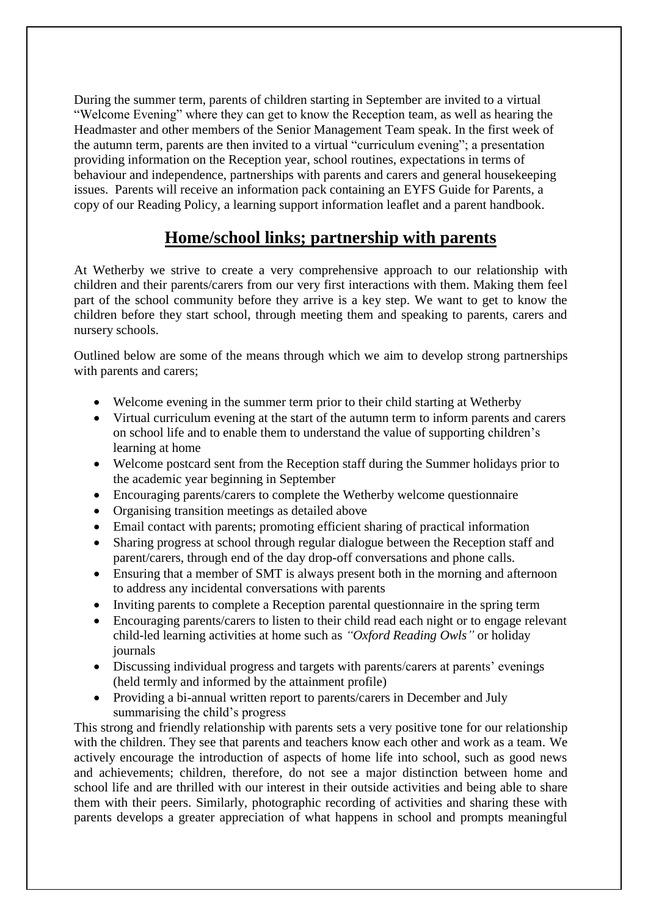During the summer term, parents of children starting in September are invited to a virtual "Welcome Evening" where they can get to know the Reception team, as well as hearing the Headmaster and other members of the Senior Management Team speak. In the first week of the autumn term, parents are then invited to a virtual "curriculum evening"; a presentation providing information on the Reception year, school routines, expectations in terms of behaviour and independence, partnerships with parents and carers and general housekeeping issues. Parents will receive an information pack containing an EYFS Guide for Parents, a copy of our Reading Policy, a learning support information leaflet and a parent handbook.

## Home/school links; partnership with parents

At Wetherby we strive to create a very comprehensive approach to our relationship with children and their parents/carers from our very first interactions with them. Making them feel part of the school community before they arrive is a key step. We want to get to know the children before they start school, through meeting them and speaking to parents, carers and nursery schools.

Outlined below are some of the means through which we aim to develop strong partnerships with parents and carers;

- Welcome evening in the summer term prior to their child starting at Wetherby
- Virtual curriculum evening at the start of the autumn term to inform parents and carers on school life and to enable them to understand the value of supporting children's learning at home
- Welcome postcard sent from the Reception staff during the Summer holidays prior to the academic year beginning in September
- Encouraging parents/carers to complete the Wetherby welcome questionnaire
- Organising transition meetings as detailed above
- Email contact with parents; promoting efficient sharing of practical information
- Sharing progress at school through regular dialogue between the Reception staff and parent/carers, through end of the day drop-off conversations and phone calls.
- Ensuring that a member of SMT is always present both in the morning and afternoon to address any incidental conversations with parents
- Inviting parents to complete a Reception parental questionnaire in the spring term
- Encouraging parents/carers to listen to their child read each night or to engage relevant child-led learning activities at home such as *"Oxford Reading Owls"* or holiday journals
- Discussing individual progress and targets with parents/carers at parents' evenings (held termly and informed by the attainment profile)
- Providing a bi-annual written report to parents/carers in December and July summarising the child's progress

This strong and friendly relationship with parents sets a very positive tone for our relationship with the children. They see that parents and teachers know each other and work as a team. We actively encourage the introduction of aspects of home life into school, such as good news and achievements; children, therefore, do not see a major distinction between home and school life and are thrilled with our interest in their outside activities and being able to share them with their peers. Similarly, photographic recording of activities and sharing these with parents develops a greater appreciation of what happens in school and prompts meaningful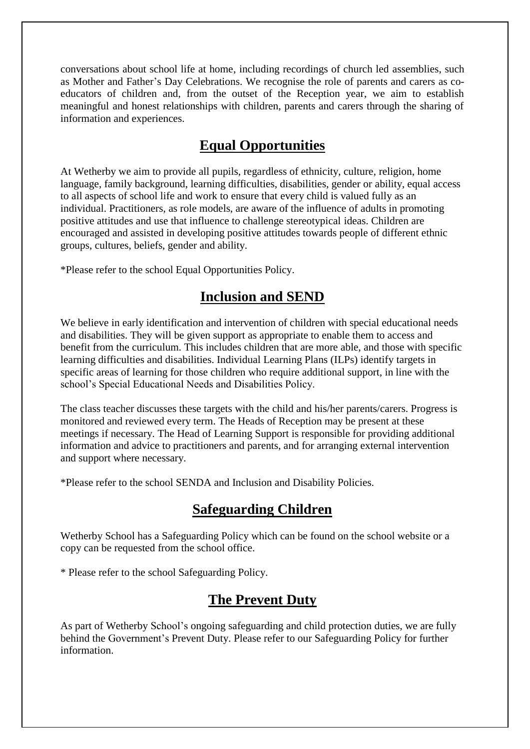conversations about school life at home, including recordings of church led assemblies, such as Mother and Father's Day Celebrations. We recognise the role of parents and carers as co-educators of children and, from the outset of the Reception year, we aim to establish meaningful and honest relationships with children, parents and carers through the sharing of information and experiences.

## Equal Opportunities

At Wetherby we aim to provide all pupils, regardless of ethnicity, culture, religion, home language, family background, learning difficulties, disabilities, gender or ability, equal access to all aspects of school life and work to ensure that every child is valued fully as an individual. Practitioners, as role models, are aware of the influence of adults in promoting positive attitudes and use that influence to challenge stereotypical ideas. Children are encouraged and assisted in developing positive attitudes towards people of different ethnic groups, cultures, beliefs, gender and ability.

*Please refer to the school Equal Opportunities Policy.

## Inclusion and SEND

We believe in early identification and intervention of children with special educational needs and disabilities. They will be given support as appropriate to enable them to access and benefit from the curriculum. This includes children that are more able, and those with specific learning difficulties and disabilities. Individual Learning Plans (ILPs) identify targets in specific areas of learning for those children who require additional support, in line with the school's Special Educational Needs and Disabilities Policy.

The class teacher discusses these targets with the child and his/her parents/carers. Progress is monitored and reviewed every term. The Heads of Reception may be present at these meetings if necessary. The Head of Learning Support is responsible for providing additional information and advice to practitioners and parents, and for arranging external intervention and support where necessary.

*Please refer to the school SENDA and Inclusion and Disability Policies.

## Safeguarding Children

Wetherby School has a Safeguarding Policy which can be found on the school website or a copy can be requested from the school office.

* Please refer to the school Safeguarding Policy.

## The Prevent Duty

As part of Wetherby School's ongoing safeguarding and child protection duties, we are fully behind the Government's Prevent Duty. Please refer to our Safeguarding Policy for further information.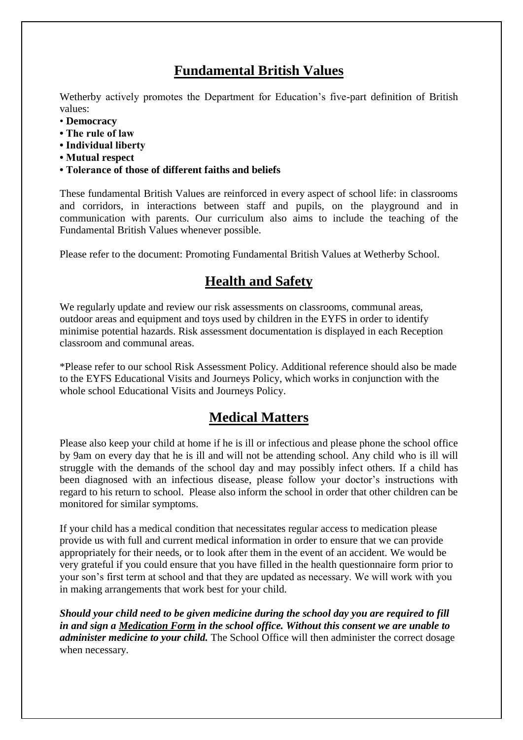## Fundamental British Values

Wetherby actively promotes the Department for Education's five-part definition of British values:

- **Democracy**
- **The rule of law**
- **Individual liberty**
- **Mutual respect**
- **Tolerance of those of different faiths and beliefs**

These fundamental British Values are reinforced in every aspect of school life: in classrooms and corridors, in interactions between staff and pupils, on the playground and in communication with parents. Our curriculum also aims to include the teaching of the Fundamental British Values whenever possible.

Please refer to the document: Promoting Fundamental British Values at Wetherby School.

## Health and Safety

We regularly update and review our risk assessments on classrooms, communal areas, outdoor areas and equipment and toys used by children in the EYFS in order to identify minimise potential hazards. Risk assessment documentation is displayed in each Reception classroom and communal areas.

*Please refer to our school Risk Assessment Policy. Additional reference should also be made to the EYFS Educational Visits and Journeys Policy, which works in conjunction with the whole school Educational Visits and Journeys Policy.

## Medical Matters

Please also keep your child at home if he is ill or infectious and please phone the school office by 9am on every day that he is ill and will not be attending school. Any child who is ill will struggle with the demands of the school day and may possibly infect others. If a child has been diagnosed with an infectious disease, please follow your doctor's instructions with regard to his return to school. Please also inform the school in order that other children can be monitored for similar symptoms.

If your child has a medical condition that necessitates regular access to medication please provide us with full and current medical information in order to ensure that we can provide appropriately for their needs, or to look after them in the event of an accident. We would be very grateful if you could ensure that you have filled in the health questionnaire form prior to your son's first term at school and that they are updated as necessary. We will work with you in making arrangements that work best for your child.

***Should your child need to be given medicine during the school day you are required to fill in and sign a Medication Form in the school office. Without this consent we are unable to administer medicine to your child.*** The School Office will then administer the correct dosage when necessary.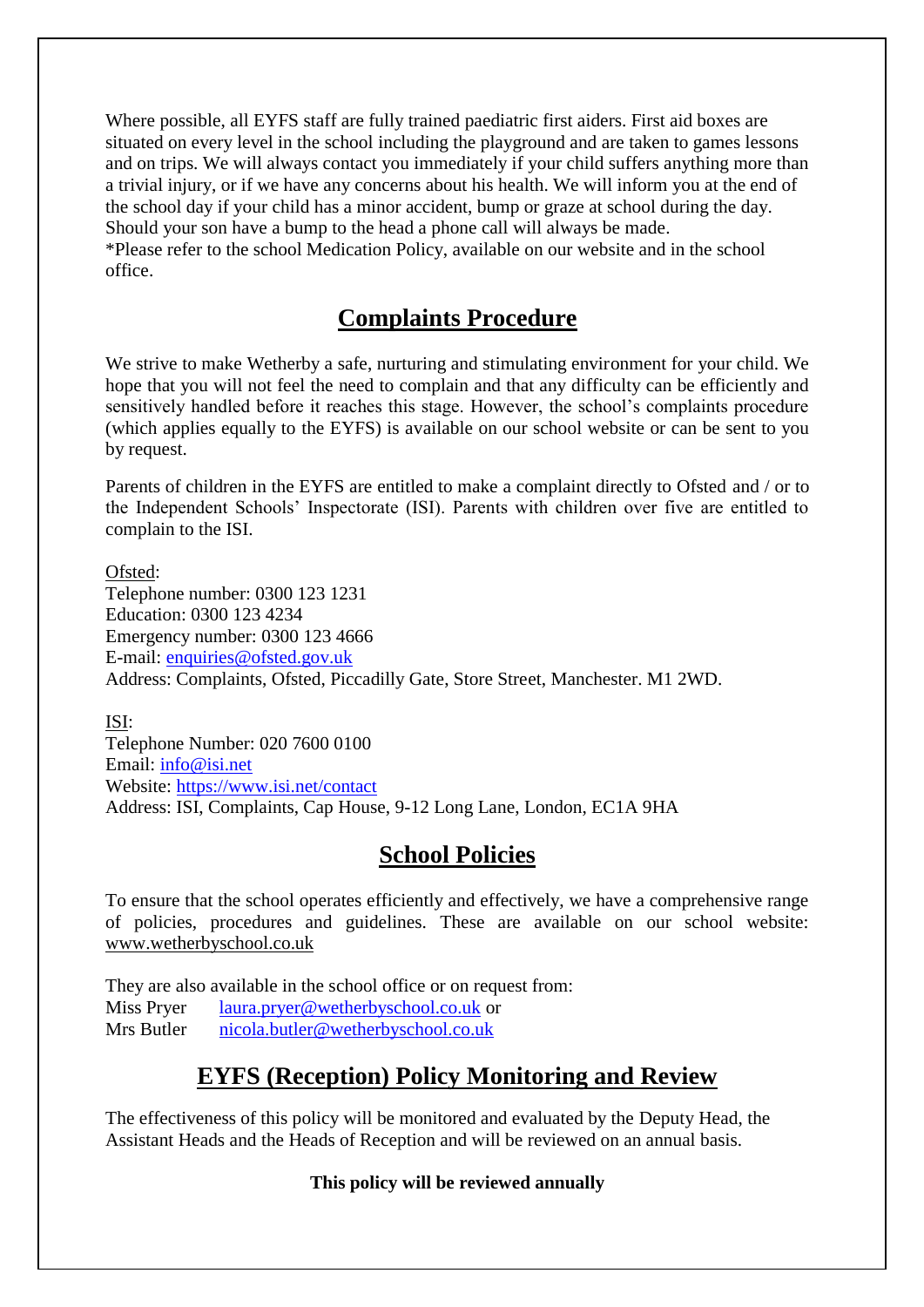Where possible, all EYFS staff are fully trained paediatric first aiders. First aid boxes are situated on every level in the school including the playground and are taken to games lessons and on trips. We will always contact you immediately if your child suffers anything more than a trivial injury, or if we have any concerns about his health. We will inform you at the end of the school day if your child has a minor accident, bump or graze at school during the day. Should your son have a bump to the head a phone call will always be made.
*Please refer to the school Medication Policy, available on our website and in the school office.

## Complaints Procedure

We strive to make Wetherby a safe, nurturing and stimulating environment for your child. We hope that you will not feel the need to complain and that any difficulty can be efficiently and sensitively handled before it reaches this stage. However, the school's complaints procedure (which applies equally to the EYFS) is available on our school website or can be sent to you by request.

Parents of children in the EYFS are entitled to make a complaint directly to Ofsted and / or to the Independent Schools' Inspectorate (ISI). Parents with children over five are entitled to complain to the ISI.

Ofsted:
Telephone number: 0300 123 1231
Education: 0300 123 4234
Emergency number: 0300 123 4666
E-mail: enquiries@ofsted.gov.uk
Address: Complaints, Ofsted, Piccadilly Gate, Store Street, Manchester. M1 2WD.

ISI:
Telephone Number: 020 7600 0100
Email: info@isi.net
Website: https://www.isi.net/contact
Address: ISI, Complaints, Cap House, 9-12 Long Lane, London, EC1A 9HA

## School Policies

To ensure that the school operates efficiently and effectively, we have a comprehensive range of policies, procedures and guidelines. These are available on our school website: www.wetherbyschool.co.uk

They are also available in the school office or on request from:
Miss Pryer laura.pryer@wetherbyschool.co.uk or
Mrs Butler nicola.butler@wetherbyschool.co.uk

## EYFS (Reception) Policy Monitoring and Review

The effectiveness of this policy will be monitored and evaluated by the Deputy Head, the Assistant Heads and the Heads of Reception and will be reviewed on an annual basis.

**This policy will be reviewed annually**